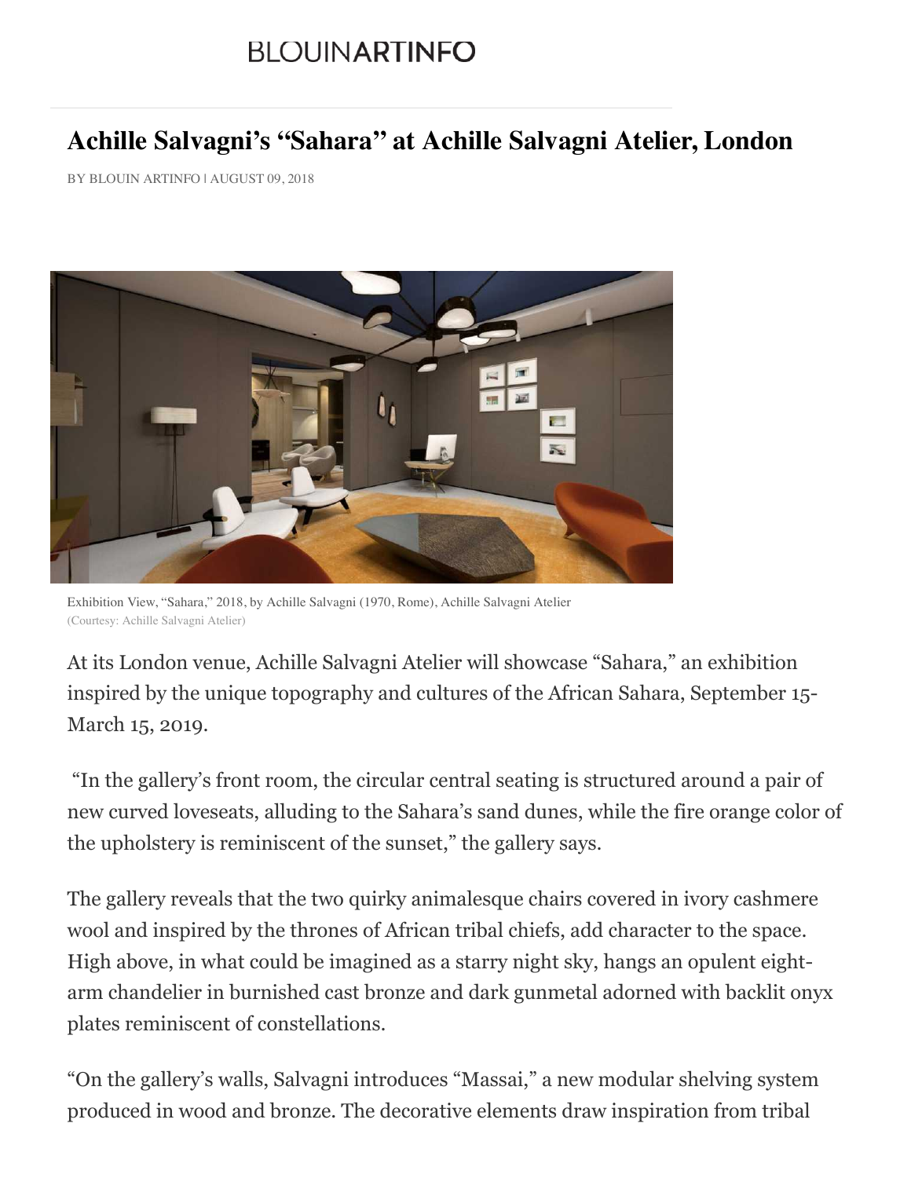BLOUINARTINFO

# Achille Salvagni's "Sahara" at Achille Salvagni Atelier, London

BY BLOUIN ARTINFO | AUGUST 09, 2018

Exhibition View, "Sahara," 2018, by Achille Salvagni (1970, Rome), Achille Salvagni Atelier
(Courtesy: Achille Salvagni Atelier)

At its London venue, Achille Salvagni Atelier will showcase "Sahara," an exhibition inspired by the unique topography and cultures of the African Sahara, September 15-March 15, 2019.

"In the gallery's front room, the circular central seating is structured around a pair of new curved loveseats, alluding to the Sahara's sand dunes, while the fire orange color of the upholstery is reminiscent of the sunset," the gallery says.

The gallery reveals that the two quirky animalesque chairs covered in ivory cashmere wool and inspired by the thrones of African tribal chiefs, add character to the space. High above, in what could be imagined as a starry night sky, hangs an opulent eight-arm chandelier in burnished cast bronze and dark gunmetal adorned with backlit onyx plates reminiscent of constellations.

"On the gallery's walls, Salvagni introduces "Massai," a new modular shelving system produced in wood and bronze. The decorative elements draw inspiration from tribal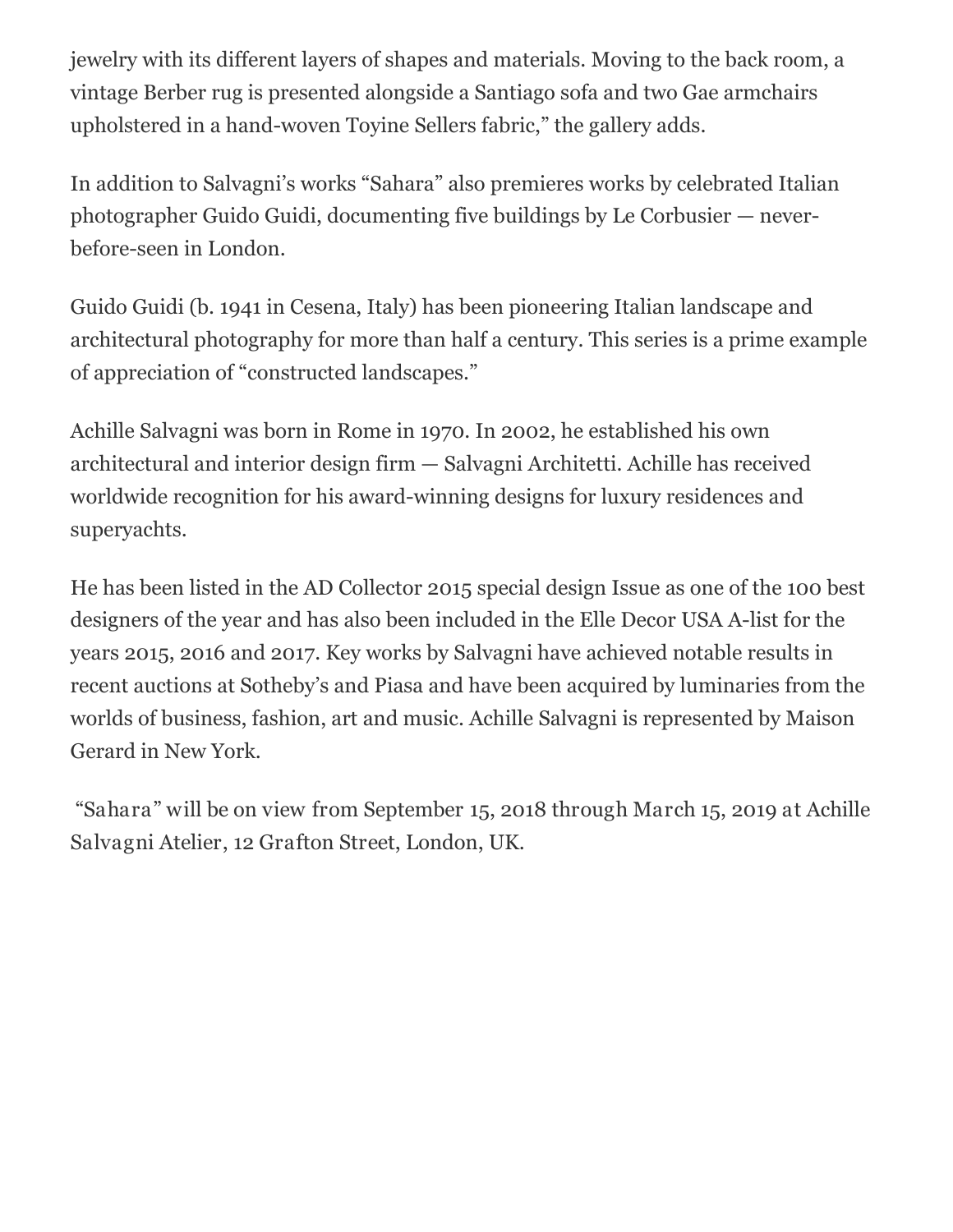jewelry with its different layers of shapes and materials. Moving to the back room, a vintage Berber rug is presented alongside a Santiago sofa and two Gae armchairs upholstered in a hand-woven Toyine Sellers fabric," the gallery adds.

In addition to Salvagni's works "Sahara" also premieres works by celebrated Italian photographer Guido Guidi, documenting five buildings by Le Corbusier — never-before-seen in London.

Guido Guidi (b. 1941 in Cesena, Italy) has been pioneering Italian landscape and architectural photography for more than half a century. This series is a prime example of appreciation of "constructed landscapes."

Achille Salvagni was born in Rome in 1970. In 2002, he established his own architectural and interior design firm — Salvagni Architetti. Achille has received worldwide recognition for his award-winning designs for luxury residences and superyachts.

He has been listed in the AD Collector 2015 special design Issue as one of the 100 best designers of the year and has also been included in the Elle Decor USA A-list for the years 2015, 2016 and 2017. Key works by Salvagni have achieved notable results in recent auctions at Sotheby's and Piasa and have been acquired by luminaries from the worlds of business, fashion, art and music. Achille Salvagni is represented by Maison Gerard in New York.

"Sahara" will be on view from September 15, 2018 through March 15, 2019 at Achille Salvagni Atelier, 12 Grafton Street, London, UK.